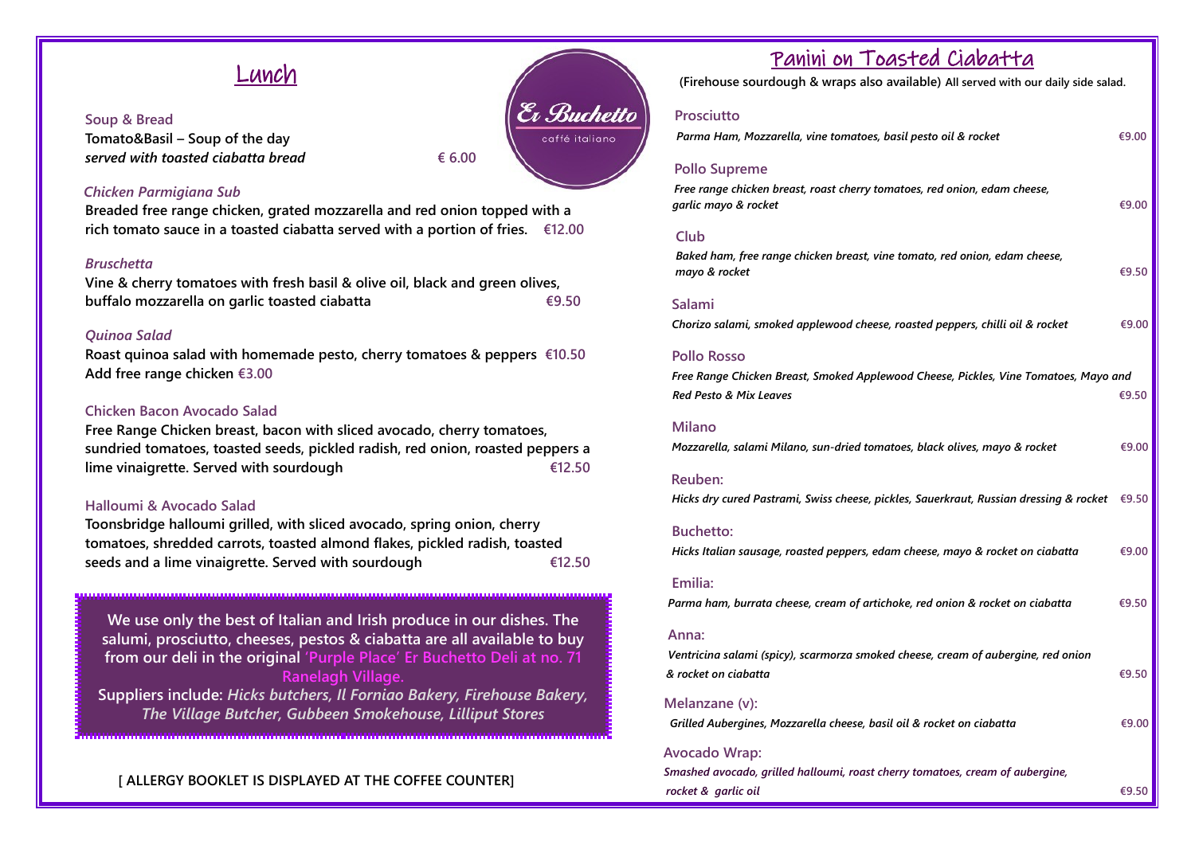# Lunch

Er Buchetto
caffé italiano

**Soup & Bread**
**Tomato&Basil – Soup of the day**
***served with toasted ciabatta bread*** **€ 6.00**

***Chicken Parmigiana Sub***
**Breaded free range chicken, grated mozzarella and red onion topped with a rich tomato sauce in a toasted ciabatta served with a portion of fries. €12.00**

***Bruschetta***
**Vine & cherry tomatoes with fresh basil & olive oil, black and green olives, buffalo mozzarella on garlic toasted ciabatta €9.50**

***Quinoa Salad***
**Roast quinoa salad with homemade pesto, cherry tomatoes & peppers €10.50**
**Add free range chicken €3.00**

**Chicken Bacon Avocado Salad**
**Free Range Chicken breast, bacon with sliced avocado, cherry tomatoes, sundried tomatoes, toasted seeds, pickled radish, red onion, roasted peppers a lime vinaigrette. Served with sourdough €12.50**

**Halloumi & Avocado Salad**
**Toonsbridge halloumi grilled, with sliced avocado, spring onion, cherry tomatoes, shredded carrots, toasted almond flakes, pickled radish, toasted seeds and a lime vinaigrette. Served with sourdough €12.50**

**We use only the best of Italian and Irish produce in our dishes. The salumi, prosciutto, cheeses, pestos & ciabatta are all available to buy from our deli in the original 'Purple Place' Er Buchetto Deli at no. 71 Ranelagh Village.**
**Suppliers include:** ***Hicks butchers, Il Forniao Bakery, Firehouse Bakery, The Village Butcher, Gubbeen Smokehouse, Lilliput Stores***

**[ ALLERGY BOOKLET IS DISPLAYED AT THE COFFEE COUNTER]**

# Panini on Toasted Ciabatta

**(Firehouse sourdough & wraps also available) All served with our daily side salad.**

**Prosciutto**
*Parma Ham, Mozzarella, vine tomatoes, basil pesto oil & rocket* €9.00

**Pollo Supreme**
*Free range chicken breast, roast cherry tomatoes, red onion, edam cheese, garlic mayo & rocket* €9.00

**Club**
*Baked ham, free range chicken breast, vine tomato, red onion, edam cheese, mayo & rocket* €9.50

**Salami**
*Chorizo salami, smoked applewood cheese, roasted peppers, chilli oil & rocket* €9.00

**Pollo Rosso**
*Free Range Chicken Breast, Smoked Applewood Cheese, Pickles, Vine Tomatoes, Mayo and Red Pesto & Mix Leaves* €9.50

**Milano**
*Mozzarella, salami Milano, sun-dried tomatoes, black olives, mayo & rocket* €9.00

**Reuben:**
*Hicks dry cured Pastrami, Swiss cheese, pickles, Sauerkraut, Russian dressing & rocket* €9.50

**Buchetto:**
*Hicks Italian sausage, roasted peppers, edam cheese, mayo & rocket on ciabatta* €9.00

**Emilia:**
*Parma ham, burrata cheese, cream of artichoke, red onion & rocket on ciabatta* €9.50

**Anna:**
*Ventricina salami (spicy), scarmorza smoked cheese, cream of aubergine, red onion & rocket on ciabatta* €9.50

**Melanzane (v):**
*Grilled Aubergines, Mozzarella cheese, basil oil & rocket on ciabatta* €9.00

**Avocado Wrap:**
*Smashed avocado, grilled halloumi, roast cherry tomatoes, cream of aubergine, rocket & garlic oil* €9.50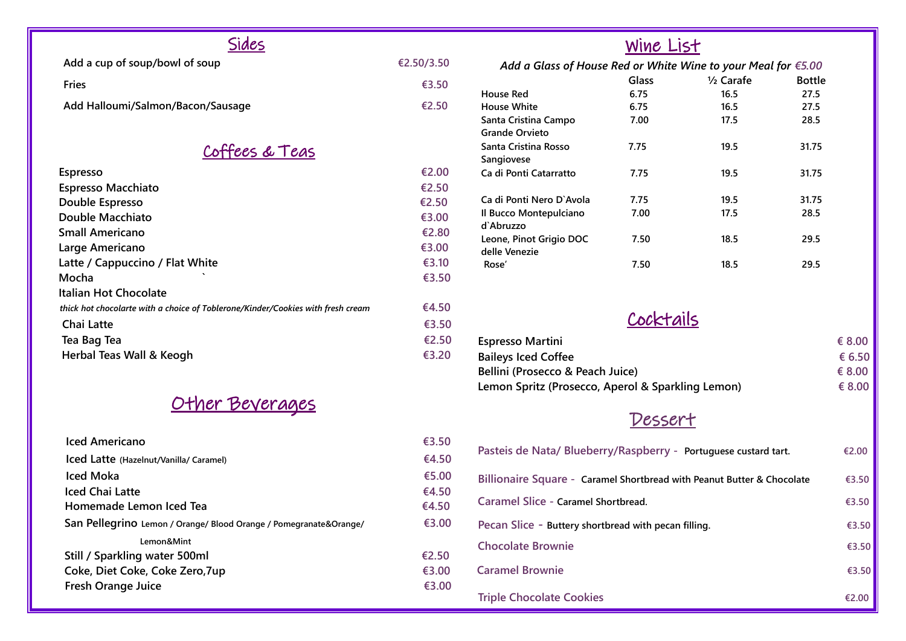## Sides

| | |
|---|---|
| Add a cup of soup/bowl of soup | €2.50/3.50 |
| Fries | €3.50 |
| Add Halloumi/Salmon/Bacon/Sausage | €2.50 |

## Coffees & Teas

| | |
|---|---|
| Espresso | €2.00 |
| Espresso Macchiato | €2.50 |
| Double Espresso | €2.50 |
| Double Macchiato | €3.00 |
| Small Americano | €2.80 |
| Large Americano | €3.00 |
| Latte / Cappuccino / Flat White | €3.10 |
| Mocha ` | €3.50 |
| Italian Hot Chocolate *thick hot chocolarte with a choice of Toblerone/Kinder/Cookies with fresh cream* | €4.50 |
| Chai Latte | €3.50 |
| Tea Bag Tea | €2.50 |
| Herbal Teas Wall & Keogh | €3.20 |

## Other Beverages

| | |
|---|---|
| Iced Americano | €3.50 |
| Iced Latte (Hazelnut/Vanilla/ Caramel) | €4.50 |
| Iced Moka | €5.00 |
| Iced Chai Latte | €4.50 |
| Homemade Lemon Iced Tea | €4.50 |
| San Pellegrino Lemon / Orange/ Blood Orange / Pomegranate&Orange/ Lemon&Mint | €3.00 |
| Still / Sparkling water 500ml | €2.50 |
| Coke, Diet Coke, Coke Zero,7up | €3.00 |
| Fresh Orange Juice | €3.00 |

## Wine List

***Add a Glass of House Red or White Wine to your Meal for €5.00***

| | Glass | ½ Carafe | Bottle |
|---|---|---|---|
| House Red | 6.75 | 16.5 | 27.5 |
| House White | 6.75 | 16.5 | 27.5 |
| Santa Cristina Campo Grande Orvieto | 7.00 | 17.5 | 28.5 |
| Santa Cristina Rosso Sangiovese | 7.75 | 19.5 | 31.75 |
| Ca di Ponti Catarratto | 7.75 | 19.5 | 31.75 |
| Ca di Ponti Nero D`Avola | 7.75 | 19.5 | 31.75 |
| Il Bucco Montepulciano d`Abruzzo | 7.00 | 17.5 | 28.5 |
| Leone, Pinot Grigio DOC delle Venezie | 7.50 | 18.5 | 29.5 |
| Rose' | 7.50 | 18.5 | 29.5 |

## Cocktails

| | |
|---|---|
| Espresso Martini | € 8.00 |
| Baileys Iced Coffee | € 6.50 |
| Bellini (Prosecco & Peach Juice) | € 8.00 |
| Lemon Spritz (Prosecco, Aperol & Sparkling Lemon) | € 8.00 |

## Dessert

| | |
|---|---|
| Pasteis de Nata/ Blueberry/Raspberry - Portuguese custard tart. | €2.00 |
| Billionaire Square - Caramel Shortbread with Peanut Butter & Chocolate | €3.50 |
| Caramel Slice - Caramel Shortbread. | €3.50 |
| Pecan Slice - Buttery shortbread with pecan filling. | €3.50 |
| Chocolate Brownie | €3.50 |
| Caramel Brownie | €3.50 |
| Triple Chocolate Cookies | €2.00 |